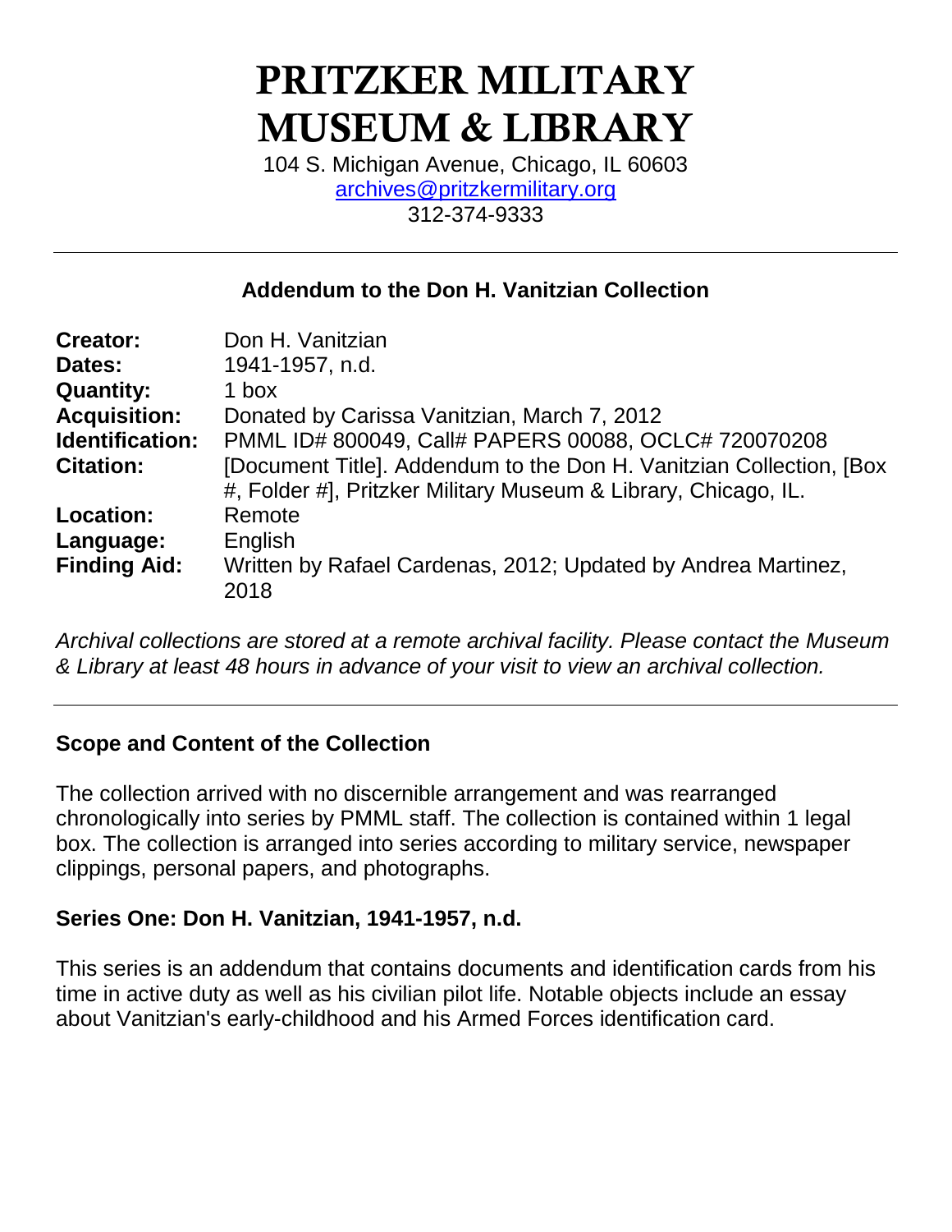# PRITZKER MILITARY MUSEUM & LIBRARY

104 S. Michigan Avenue, Chicago, IL 60603
archives@pritzkermilitary.org
312-374-9333

---

## Addendum to the Don H. Vanitzian Collection

| | |
|---|---|
| **Creator:** | Don H. Vanitzian |
| **Dates:** | 1941-1957, n.d. |
| **Quantity:** | 1 box |
| **Acquisition:** | Donated by Carissa Vanitzian, March 7, 2012 |
| **Identification:** | PMML ID# 800049, Call# PAPERS 00088, OCLC# 720070208 |
| **Citation:** | [Document Title]. Addendum to the Don H. Vanitzian Collection, [Box #, Folder #], Pritzker Military Museum & Library, Chicago, IL. |
| **Location:** | Remote |
| **Language:** | English |
| **Finding Aid:** | Written by Rafael Cardenas, 2012; Updated by Andrea Martinez, 2018 |

*Archival collections are stored at a remote archival facility. Please contact the Museum & Library at least 48 hours in advance of your visit to view an archival collection.*

---

### Scope and Content of the Collection

The collection arrived with no discernible arrangement and was rearranged chronologically into series by PMML staff. The collection is contained within 1 legal box. The collection is arranged into series according to military service, newspaper clippings, personal papers, and photographs.

### Series One: Don H. Vanitzian, 1941-1957, n.d.

This series is an addendum that contains documents and identification cards from his time in active duty as well as his civilian pilot life. Notable objects include an essay about Vanitzian's early-childhood and his Armed Forces identification card.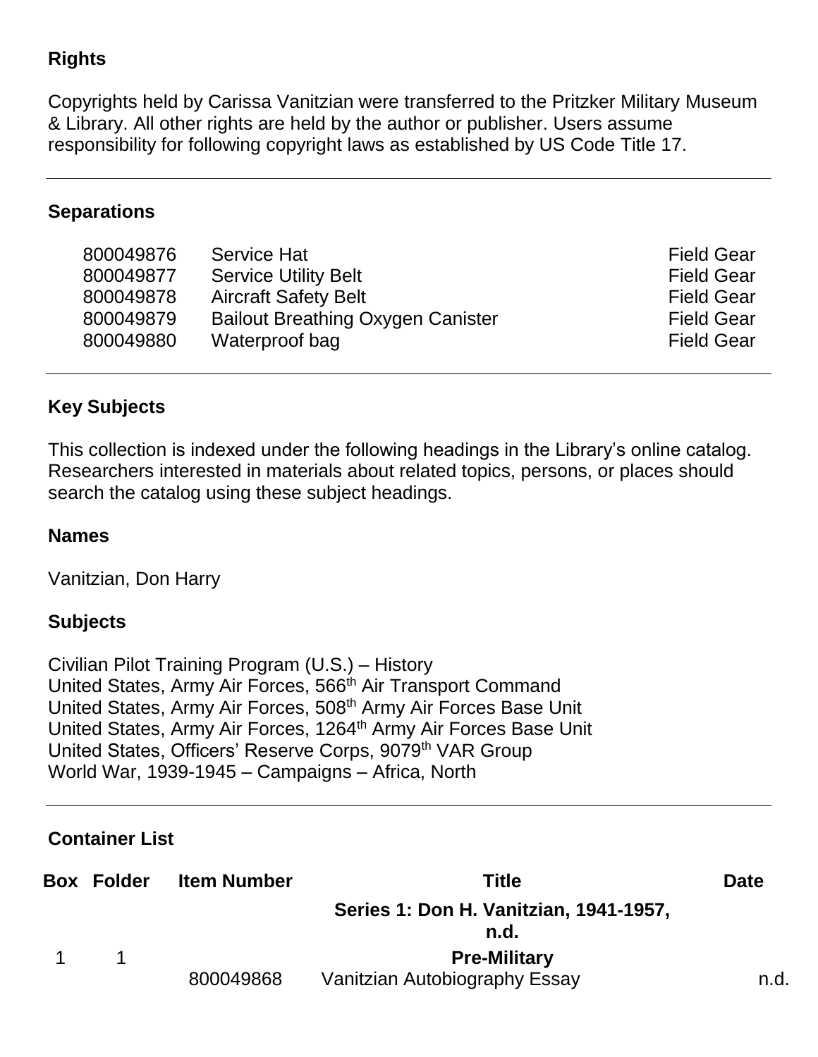## Rights

Copyrights held by Carissa Vanitzian were transferred to the Pritzker Military Museum & Library. All other rights are held by the author or publisher. Users assume responsibility for following copyright laws as established by US Code Title 17.

---

## Separations

| | | |
|---|---|---|
| 800049876 | Service Hat | Field Gear |
| 800049877 | Service Utility Belt | Field Gear |
| 800049878 | Aircraft Safety Belt | Field Gear |
| 800049879 | Bailout Breathing Oxygen Canister | Field Gear |
| 800049880 | Waterproof bag | Field Gear |

---

## Key Subjects

This collection is indexed under the following headings in the Library's online catalog. Researchers interested in materials about related topics, persons, or places should search the catalog using these subject headings.

### Names

Vanitzian, Don Harry

### Subjects

Civilian Pilot Training Program (U.S.) – History
United States, Army Air Forces, 566th Air Transport Command
United States, Army Air Forces, 508th Army Air Forces Base Unit
United States, Army Air Forces, 1264th Army Air Forces Base Unit
United States, Officers' Reserve Corps, 9079th VAR Group
World War, 1939-1945 – Campaigns – Africa, North

---

## Container List

| Box | Folder | Item Number | Title | Date |
|---|---|---|---|---|
| | | | **Series 1: Don H. Vanitzian, 1941-1957, n.d.** | |
| 1 | 1 | | **Pre-Military** | |
| | | 800049868 | Vanitzian Autobiography Essay | n.d. |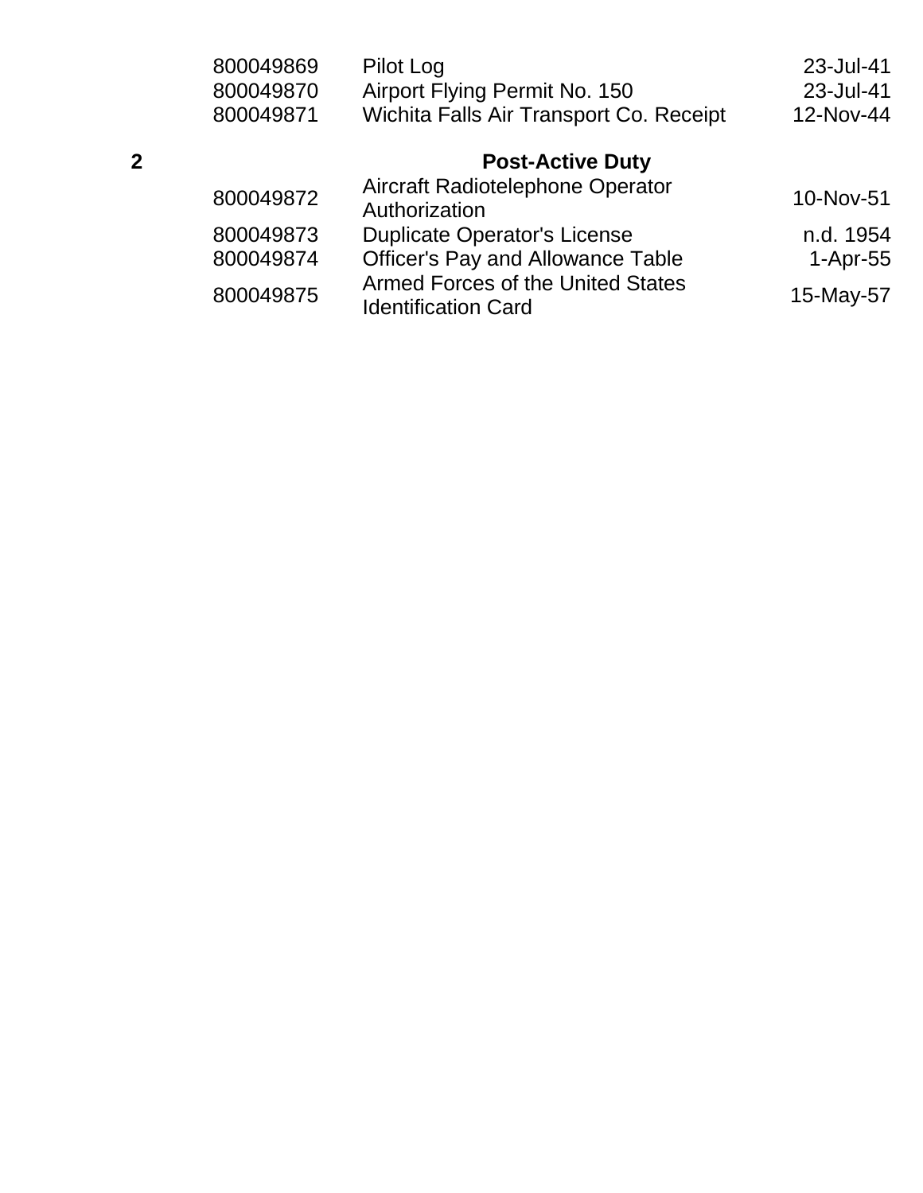| | | | |
|---|---|---|---|
| | 800049869 | Pilot Log | 23-Jul-41 |
| | 800049870 | Airport Flying Permit No. 150 | 23-Jul-41 |
| | 800049871 | Wichita Falls Air Transport Co. Receipt | 12-Nov-44 |
| **2** | | **Post-Active Duty** | |
| | 800049872 | Aircraft Radiotelephone Operator Authorization | 10-Nov-51 |
| | 800049873 | Duplicate Operator's License | n.d. 1954 |
| | 800049874 | Officer's Pay and Allowance Table | 1-Apr-55 |
| | 800049875 | Armed Forces of the United States Identification Card | 15-May-57 |